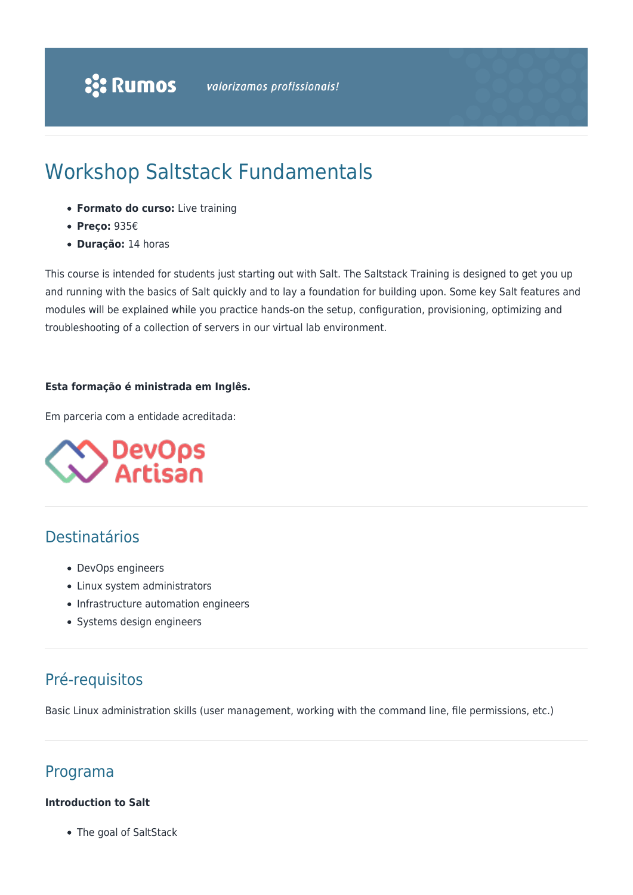# Workshop Saltstack Fundamentals

- **Formato do curso:** Live training
- **Preço:** 935€
- **Duração:** 14 horas

This course is intended for students just starting out with Salt. The Saltstack Training is designed to get you up and running with the basics of Salt quickly and to lay a foundation for building upon. Some key Salt features and modules will be explained while you practice hands-on the setup, configuration, provisioning, optimizing and troubleshooting of a collection of servers in our virtual lab environment.

**Esta formação é ministrada em Inglês.**

Em parceria com a entidade acreditada:

## Destinatários

- DevOps engineers
- Linux system administrators
- Infrastructure automation engineers
- Systems design engineers

## Pré-requisitos

Basic Linux administration skills (user management, working with the command line, file permissions, etc.)

## Programa

**Introduction to Salt**

- The goal of SaltStack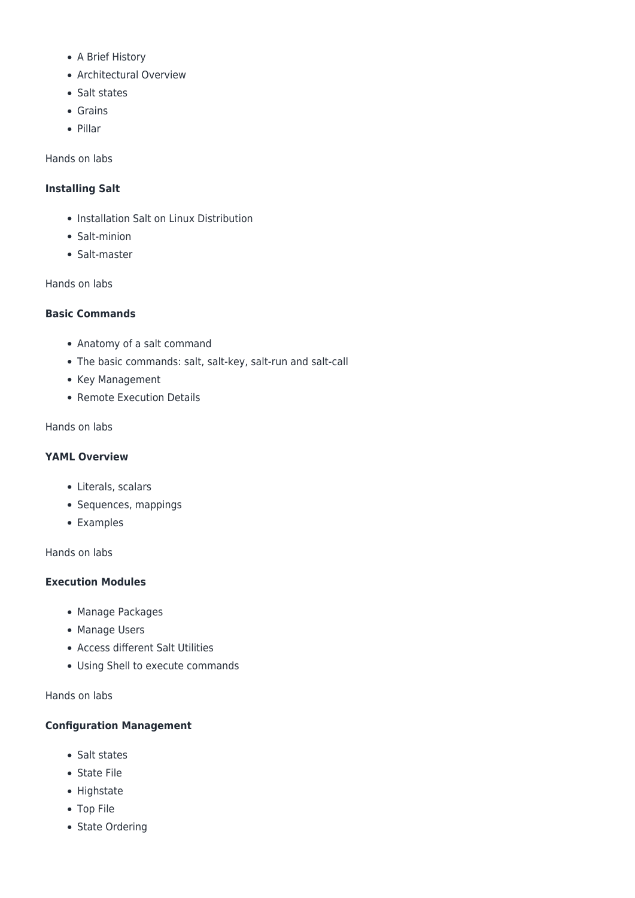- A Brief History
- Architectural Overview
- Salt states
- Grains
- Pillar

Hands on labs

**Installing Salt**

- Installation Salt on Linux Distribution
- Salt-minion
- Salt-master

Hands on labs

**Basic Commands**

- Anatomy of a salt command
- The basic commands: salt, salt-key, salt-run and salt-call
- Key Management
- Remote Execution Details

Hands on labs

**YAML Overview**

- Literals, scalars
- Sequences, mappings
- Examples

Hands on labs

**Execution Modules**

- Manage Packages
- Manage Users
- Access different Salt Utilities
- Using Shell to execute commands

Hands on labs

**Configuration Management**

- Salt states
- State File
- Highstate
- Top File
- State Ordering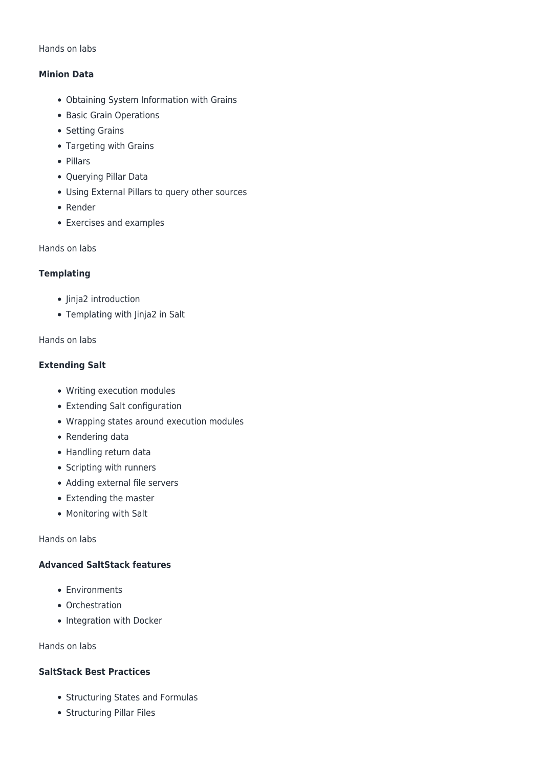Hands on labs

**Minion Data**

- Obtaining System Information with Grains
- Basic Grain Operations
- Setting Grains
- Targeting with Grains
- Pillars
- Querying Pillar Data
- Using External Pillars to query other sources
- Render
- Exercises and examples

Hands on labs

**Templating**

- Jinja2 introduction
- Templating with Jinja2 in Salt

Hands on labs

**Extending Salt**

- Writing execution modules
- Extending Salt configuration
- Wrapping states around execution modules
- Rendering data
- Handling return data
- Scripting with runners
- Adding external file servers
- Extending the master
- Monitoring with Salt

Hands on labs

**Advanced SaltStack features**

- Environments
- Orchestration
- Integration with Docker

Hands on labs

**SaltStack Best Practices**

- Structuring States and Formulas
- Structuring Pillar Files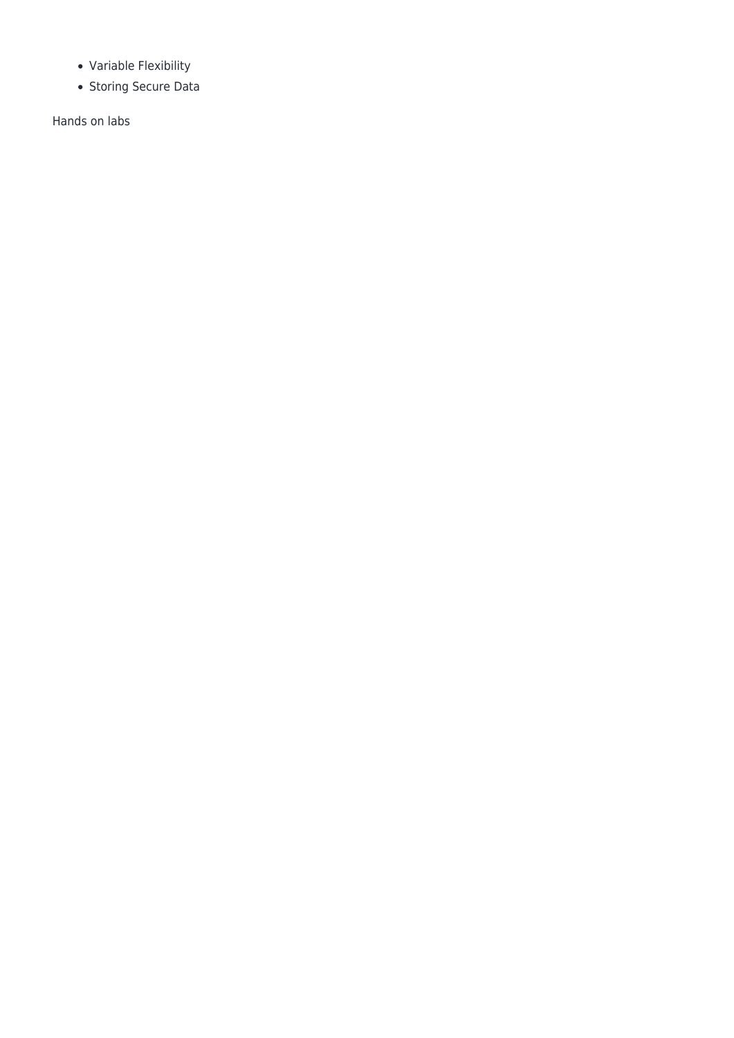- Variable Flexibility
- Storing Secure Data

Hands on labs